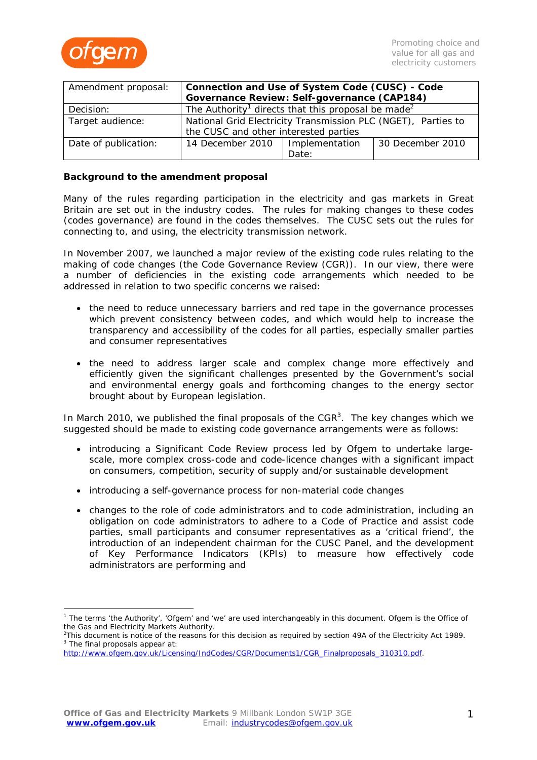Promoting choice and value for all gas and electricity customers

| Amendment proposal: | **Connection and Use of System Code (CUSC) - Code Governance Review: Self-governance (CAP184)** | | |
|---|---|---|---|
| Decision: | The Authority[1] directs that this proposal be made[2] | | |
| Target audience: | National Grid Electricity Transmission PLC (NGET), Parties to the CUSC and other interested parties | | |
| Date of publication: | 14 December 2010 | Implementation Date: | 30 December 2010 |

**Background to the amendment proposal**

Many of the rules regarding participation in the electricity and gas markets in Great Britain are set out in the industry codes. The rules for making changes to these codes (codes governance) are found in the codes themselves. The CUSC sets out the rules for connecting to, and using, the electricity transmission network.

In November 2007, we launched a major review of the existing code rules relating to the making of code changes (the Code Governance Review (CGR)). In our view, there were a number of deficiencies in the existing code arrangements which needed to be addressed in relation to two specific concerns we raised:

- the need to reduce unnecessary barriers and red tape in the governance processes which prevent consistency between codes, and which would help to increase the transparency and accessibility of the codes for all parties, especially smaller parties and consumer representatives
- the need to address larger scale and complex change more effectively and efficiently given the significant challenges presented by the Government's social and environmental energy goals and forthcoming changes to the energy sector brought about by European legislation.

In March 2010, we published the final proposals of the CGR[3]. The key changes which we suggested should be made to existing code governance arrangements were as follows:

- introducing a Significant Code Review process led by Ofgem to undertake large-scale, more complex cross-code and code-licence changes with a significant impact on consumers, competition, security of supply and/or sustainable development
- introducing a self-governance process for non-material code changes
- changes to the role of code administrators and to code administration, including an obligation on code administrators to adhere to a Code of Practice and assist code parties, small participants and consumer representatives as a 'critical friend', the introduction of an independent chairman for the CUSC Panel, and the development of Key Performance Indicators (KPIs) to measure how effectively code administrators are performing and

[1] The terms 'the Authority', 'Ofgem' and 'we' are used interchangeably in this document. Ofgem is the Office of the Gas and Electricity Markets Authority.
[2] This document is notice of the reasons for this decision as required by section 49A of the Electricity Act 1989.
[3] The final proposals appear at: http://www.ofgem.gov.uk/Licensing/IndCodes/CGR/Documents1/CGR_Finalproposals_310310.pdf.

**Office of Gas and Electricity Markets** 9 Millbank London SW1P 3GE
**www.ofgem.gov.uk** Email: industrycodes@ofgem.gov.uk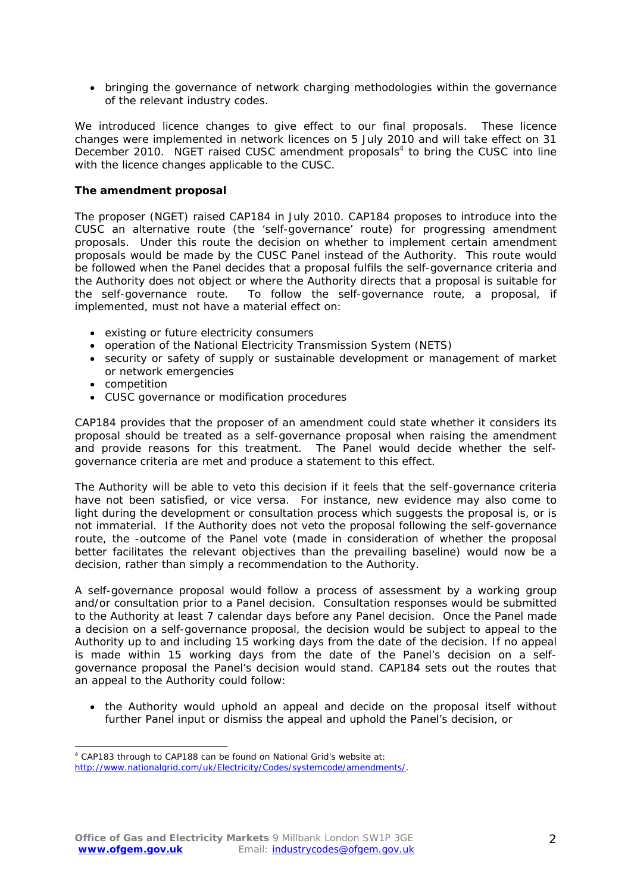- bringing the governance of network charging methodologies within the governance of the relevant industry codes.

We introduced licence changes to give effect to our final proposals. These licence changes were implemented in network licences on 5 July 2010 and will take effect on 31 December 2010. NGET raised CUSC amendment proposals[4] to bring the CUSC into line with the licence changes applicable to the CUSC.

**The amendment proposal**

The proposer (NGET) raised CAP184 in July 2010. CAP184 proposes to introduce into the CUSC an alternative route (the 'self-governance' route) for progressing amendment proposals. Under this route the decision on whether to implement certain amendment proposals would be made by the CUSC Panel instead of the Authority. This route would be followed when the Panel decides that a proposal fulfils the self-governance criteria and the Authority does not object or where the Authority directs that a proposal is suitable for the self-governance route. To follow the self-governance route, a proposal, if implemented, must not have a material effect on:

- existing or future electricity consumers
- operation of the National Electricity Transmission System (NETS)
- security or safety of supply or sustainable development or management of market or network emergencies
- competition
- CUSC governance or modification procedures

CAP184 provides that the proposer of an amendment could state whether it considers its proposal should be treated as a self-governance proposal when raising the amendment and provide reasons for this treatment. The Panel would decide whether the self-governance criteria are met and produce a statement to this effect.

The Authority will be able to veto this decision if it feels that the self-governance criteria have not been satisfied, or vice versa. For instance, new evidence may also come to light during the development or consultation process which suggests the proposal is, or is not immaterial. If the Authority does not veto the proposal following the self-governance route, the -outcome of the Panel vote (made in consideration of whether the proposal better facilitates the relevant objectives than the prevailing baseline) would now be a decision, rather than simply a recommendation to the Authority.

A self-governance proposal would follow a process of assessment by a working group and/or consultation prior to a Panel decision. Consultation responses would be submitted to the Authority at least 7 calendar days before any Panel decision. Once the Panel made a decision on a self-governance proposal, the decision would be subject to appeal to the Authority up to and including 15 working days from the date of the decision. If no appeal is made within 15 working days from the date of the Panel's decision on a self-governance proposal the Panel's decision would stand. CAP184 sets out the routes that an appeal to the Authority could follow:

- the Authority would uphold an appeal and decide on the proposal itself without further Panel input or dismiss the appeal and uphold the Panel's decision, or

[4] CAP183 through to CAP188 can be found on National Grid's website at: http://www.nationalgrid.com/uk/Electricity/Codes/systemcode/amendments/.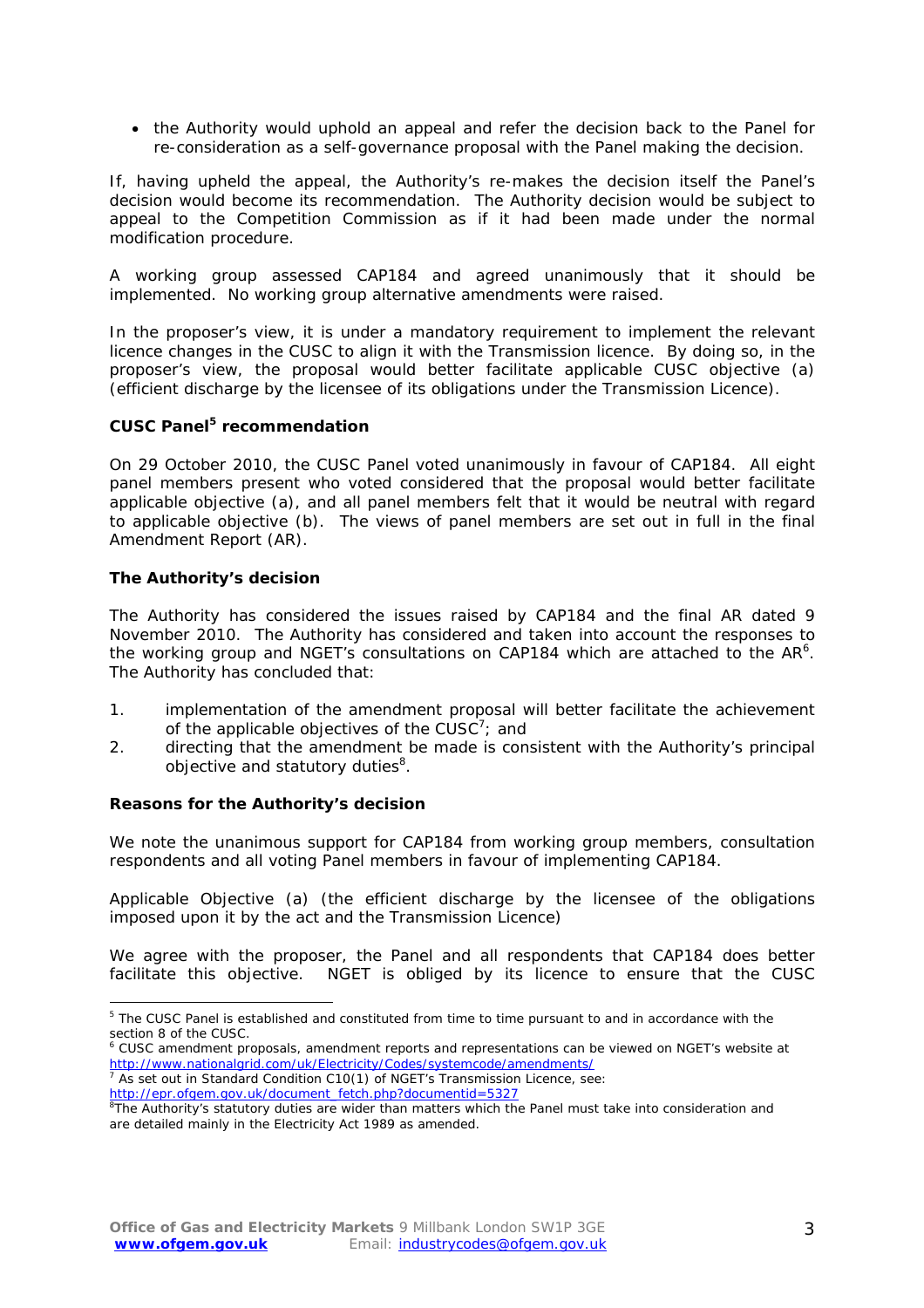- the Authority would uphold an appeal and refer the decision back to the Panel for re-consideration as a self-governance proposal with the Panel making the decision.

If, having upheld the appeal, the Authority's re-makes the decision itself the Panel's decision would become its recommendation. The Authority decision would be subject to appeal to the Competition Commission as if it had been made under the normal modification procedure.

A working group assessed CAP184 and agreed unanimously that it should be implemented. No working group alternative amendments were raised.

In the proposer's view, it is under a mandatory requirement to implement the relevant licence changes in the CUSC to align it with the Transmission licence. By doing so, in the proposer's view, the proposal would better facilitate applicable CUSC objective (a) (efficient discharge by the licensee of its obligations under the Transmission Licence).

**CUSC Panel[5] recommendation**

On 29 October 2010, the CUSC Panel voted unanimously in favour of CAP184. All eight panel members present who voted considered that the proposal would better facilitate applicable objective (a), and all panel members felt that it would be neutral with regard to applicable objective (b). The views of panel members are set out in full in the final Amendment Report (AR).

**The Authority's decision**

The Authority has considered the issues raised by CAP184 and the final AR dated 9 November 2010. The Authority has considered and taken into account the responses to the working group and NGET's consultations on CAP184 which are attached to the AR[6]. The Authority has concluded that:

1. implementation of the amendment proposal will better facilitate the achievement of the applicable objectives of the CUSC[7]; and
2. directing that the amendment be made is consistent with the Authority's principal objective and statutory duties[8].

**Reasons for the Authority's decision**

We note the unanimous support for CAP184 from working group members, consultation respondents and all voting Panel members in favour of implementing CAP184.

*Applicable Objective (a) (the efficient discharge by the licensee of the obligations imposed upon it by the act and the Transmission Licence)*

We agree with the proposer, the Panel and all respondents that CAP184 does better facilitate this objective. NGET is obliged by its licence to ensure that the CUSC

---

[5] The CUSC Panel is established and constituted from time to time pursuant to and in accordance with the section 8 of the CUSC.

[6] CUSC amendment proposals, amendment reports and representations can be viewed on NGET's website at http://www.nationalgrid.com/uk/Electricity/Codes/systemcode/amendments/

[7] As set out in Standard Condition C10(1) of NGET's Transmission Licence, see: http://epr.ofgem.gov.uk/document_fetch.php?documentid=5327

[8] The Authority's statutory duties are wider than matters which the Panel must take into consideration and are detailed mainly in the Electricity Act 1989 as amended.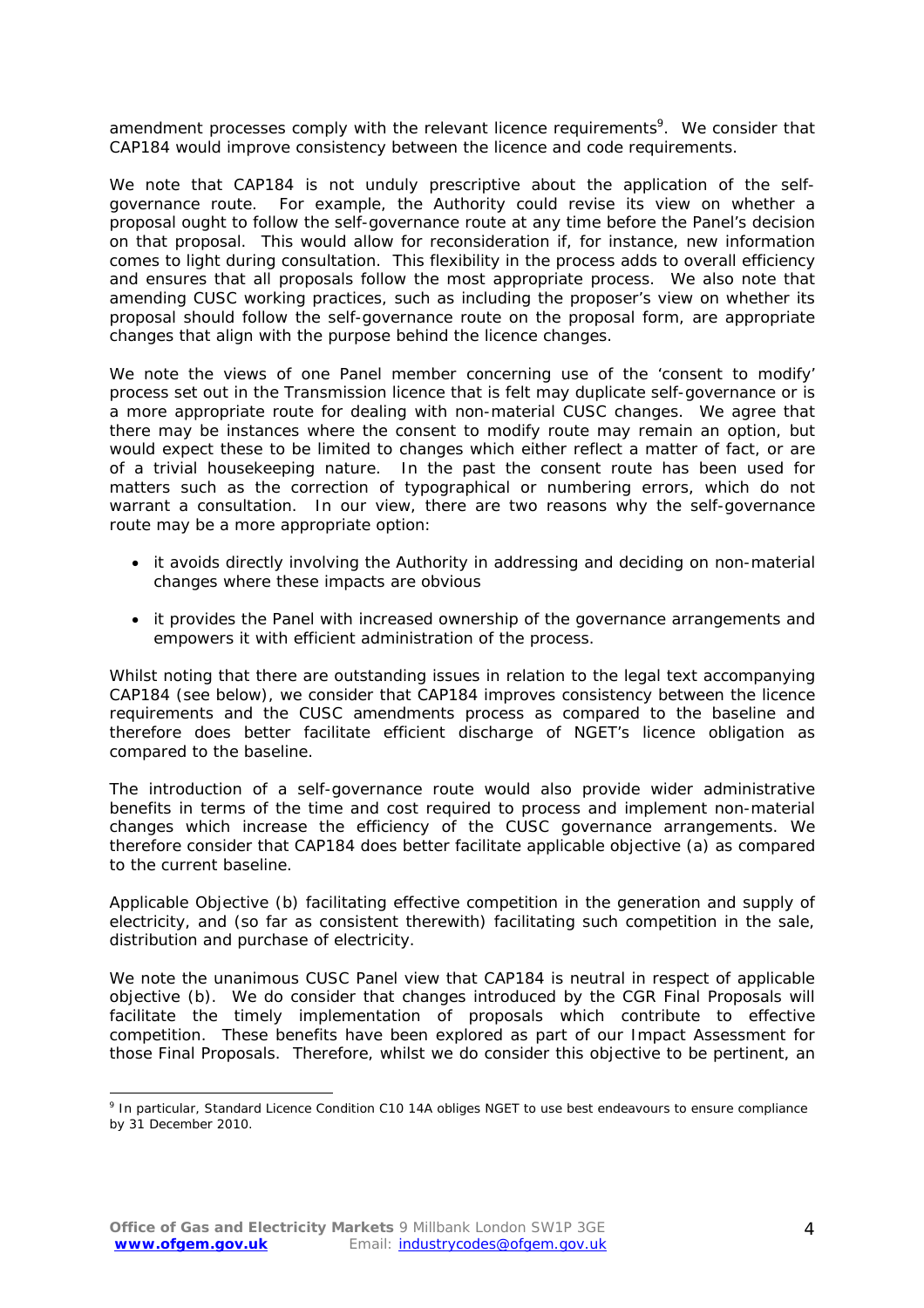amendment processes comply with the relevant licence requirements[9]. We consider that CAP184 would improve consistency between the licence and code requirements.

We note that CAP184 is not unduly prescriptive about the application of the self-governance route. For example, the Authority could revise its view on whether a proposal ought to follow the self-governance route at any time before the Panel's decision on that proposal. This would allow for reconsideration if, for instance, new information comes to light during consultation. This flexibility in the process adds to overall efficiency and ensures that all proposals follow the most appropriate process. We also note that amending CUSC working practices, such as including the proposer's view on whether its proposal should follow the self-governance route on the proposal form, are appropriate changes that align with the purpose behind the licence changes.

We note the views of one Panel member concerning use of the 'consent to modify' process set out in the Transmission licence that is felt may duplicate self-governance or is a more appropriate route for dealing with non-material CUSC changes. We agree that there may be instances where the consent to modify route may remain an option, but would expect these to be limited to changes which either reflect a matter of fact, or are of a trivial housekeeping nature. In the past the consent route has been used for matters such as the correction of typographical or numbering errors, which do not warrant a consultation. In our view, there are two reasons why the self-governance route may be a more appropriate option:

- it avoids directly involving the Authority in addressing and deciding on non-material changes where these impacts are obvious
- it provides the Panel with increased ownership of the governance arrangements and empowers it with efficient administration of the process.

Whilst noting that there are outstanding issues in relation to the legal text accompanying CAP184 (see below), we consider that CAP184 improves consistency between the licence requirements and the CUSC amendments process as compared to the baseline and therefore does better facilitate efficient discharge of NGET's licence obligation as compared to the baseline.

The introduction of a self-governance route would also provide wider administrative benefits in terms of the time and cost required to process and implement non-material changes which increase the efficiency of the CUSC governance arrangements. We therefore consider that CAP184 does better facilitate applicable objective (a) as compared to the current baseline.

*Applicable Objective (b) facilitating effective competition in the generation and supply of electricity, and (so far as consistent therewith) facilitating such competition in the sale, distribution and purchase of electricity.*

We note the unanimous CUSC Panel view that CAP184 is neutral in respect of applicable objective (b). We do consider that changes introduced by the CGR Final Proposals will facilitate the timely implementation of proposals which contribute to effective competition. These benefits have been explored as part of our Impact Assessment for those Final Proposals. Therefore, whilst we do consider this objective to be pertinent, an

[9] In particular, Standard Licence Condition C10 14A obliges NGET to use best endeavours to ensure compliance by 31 December 2010.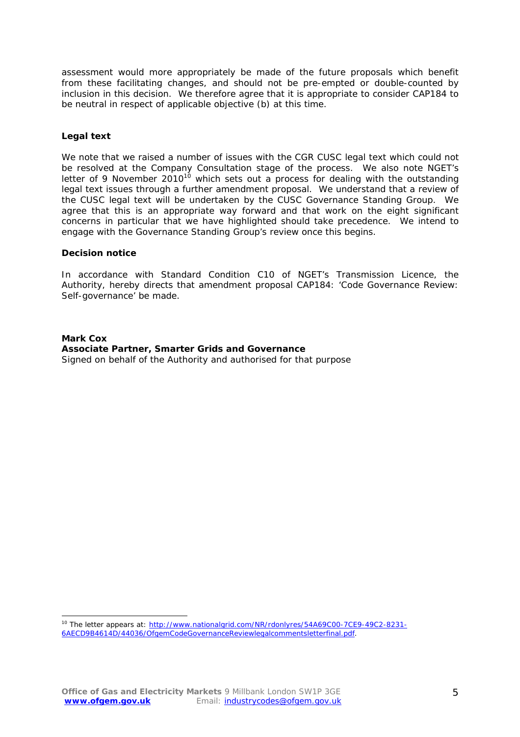assessment would more appropriately be made of the future proposals which benefit from these facilitating changes, and should not be pre-empted or double-counted by inclusion in this decision. We therefore agree that it is appropriate to consider CAP184 to be neutral in respect of applicable objective (b) at this time.

**Legal text**

We note that we raised a number of issues with the CGR CUSC legal text which could not be resolved at the Company Consultation stage of the process. We also note NGET's letter of 9 November 2010[10] which sets out a process for dealing with the outstanding legal text issues through a further amendment proposal. We understand that a review of the CUSC legal text will be undertaken by the CUSC Governance Standing Group. We agree that this is an appropriate way forward and that work on the eight significant concerns in particular that we have highlighted should take precedence. We intend to engage with the Governance Standing Group's review once this begins.

**Decision notice**

In accordance with Standard Condition C10 of NGET's Transmission Licence, the Authority, hereby directs that amendment proposal CAP184: 'Code Governance Review: Self-governance' be made.

**Mark Cox**
**Associate Partner, Smarter Grids and Governance**
Signed on behalf of the Authority and authorised for that purpose

[10] The letter appears at: http://www.nationalgrid.com/NR/rdonlyres/54A69C00-7CE9-49C2-8231-6AECD9B4614D/44036/OfgemCodeGovernanceReviewlegalcommentsletterfinal.pdf.